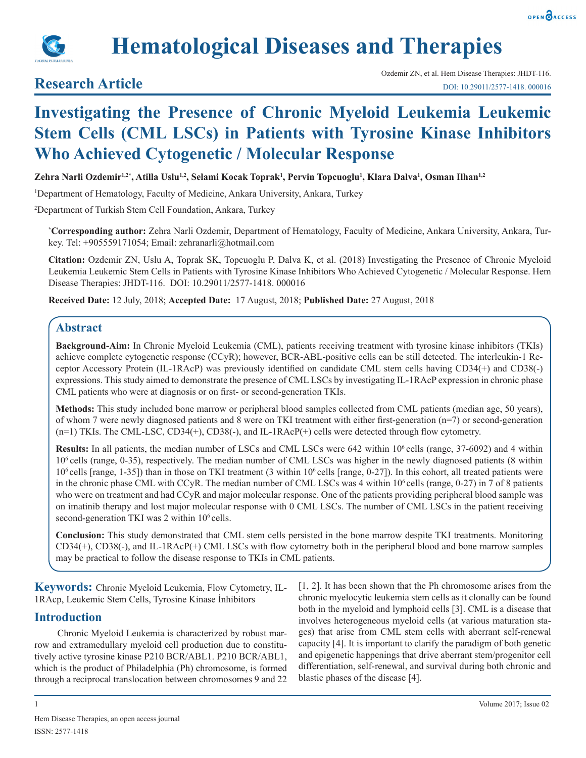## Research Article

# Investigating the Presence of Chronic Myeloid Leukemia Leukemic Stem Cells (CML LSCs) in Patients with Tyrosine Kinase Inhibitors Who Achieved Cytogenetic / Molecular Response

**Zehra Narli Ozdemir[1,2*], Atilla Uslu[1,2], Selami Kocak Toprak[1], Pervin Topcuoglu[1], Klara Dalva[1], Osman Ilhan[1,2]**

[1]Department of Hematology, Faculty of Medicine, Ankara University, Ankara, Turkey

[2]Department of Turkish Stem Cell Foundation, Ankara, Turkey

[*]**Corresponding author:** Zehra Narli Ozdemir, Department of Hematology, Faculty of Medicine, Ankara University, Ankara, Turkey. Tel: +905559171054; Email: zehranarli@hotmail.com

**Citation:** Ozdemir ZN, Uslu A, Toprak SK, Topcuoglu P, Dalva K, et al. (2018) Investigating the Presence of Chronic Myeloid Leukemia Leukemic Stem Cells in Patients with Tyrosine Kinase Inhibitors Who Achieved Cytogenetic / Molecular Response. Hem Disease Therapies: JHDT-116. DOI: 10.29011/2577-1418. 000016

**Received Date:** 12 July, 2018; **Accepted Date:** 17 August, 2018; **Published Date:** 27 August, 2018

## Abstract

**Background-Aim:** In Chronic Myeloid Leukemia (CML), patients receiving treatment with tyrosine kinase inhibitors (TKIs) achieve complete cytogenetic response (CCyR); however, BCR-ABL-positive cells can be still detected. The interleukin-1 Receptor Accessory Protein (IL-1RAcP) was previously identified on candidate CML stem cells having CD34(+) and CD38(-) expressions. This study aimed to demonstrate the presence of CML LSCs by investigating IL-1RAcP expression in chronic phase CML patients who were at diagnosis or on first- or second-generation TKIs.

**Methods:** This study included bone marrow or peripheral blood samples collected from CML patients (median age, 50 years), of whom 7 were newly diagnosed patients and 8 were on TKI treatment with either first-generation (n=7) or second-generation (n=1) TKIs. The CML-LSC, CD34(+), CD38(-), and IL-1RAcP(+) cells were detected through flow cytometry.

**Results:** In all patients, the median number of LSCs and CML LSCs were 642 within $10^6$ cells (range, 37-6092) and 4 within $10^6$ cells (range, 0-35), respectively. The median number of CML LSCs was higher in the newly diagnosed patients (8 within $10^6$ cells [range, 1-35]) than in those on TKI treatment (3 within $10^6$ cells [range, 0-27]). In this cohort, all treated patients were in the chronic phase CML with CCyR. The median number of CML LSCs was 4 within $10^6$ cells (range, 0-27) in 7 of 8 patients who were on treatment and had CCyR and major molecular response. One of the patients providing peripheral blood sample was on imatinib therapy and lost major molecular response with 0 CML LSCs. The number of CML LSCs in the patient receiving second-generation TKI was 2 within $10^6$ cells.

**Conclusion:** This study demonstrated that CML stem cells persisted in the bone marrow despite TKI treatments. Monitoring CD34(+), CD38(-), and IL-1RAcP(+) CML LSCs with flow cytometry both in the peripheral blood and bone marrow samples may be practical to follow the disease response to TKIs in CML patients.

**Keywords:** Chronic Myeloid Leukemia, Flow Cytometry, IL-1RAcp, Leukemic Stem Cells, Tyrosine Kinase İnhibitors

## Introduction

Chronic Myeloid Leukemia is characterized by robust marrow and extramedullary myeloid cell production due to constitutively active tyrosine kinase P210 BCR/ABL1. P210 BCR/ABL1, which is the product of Philadelphia (Ph) chromosome, is formed through a reciprocal translocation between chromosomes 9 and 22 [1, 2]. It has been shown that the Ph chromosome arises from the chronic myelocytic leukemia stem cells as it clonally can be found both in the myeloid and lymphoid cells [3]. CML is a disease that involves heterogeneous myeloid cells (at various maturation stages) that arise from CML stem cells with aberrant self-renewal capacity [4]. It is important to clarify the paradigm of both genetic and epigenetic happenings that drive aberrant stem/progenitor cell differentiation, self-renewal, and survival during both chronic and blastic phases of the disease [4].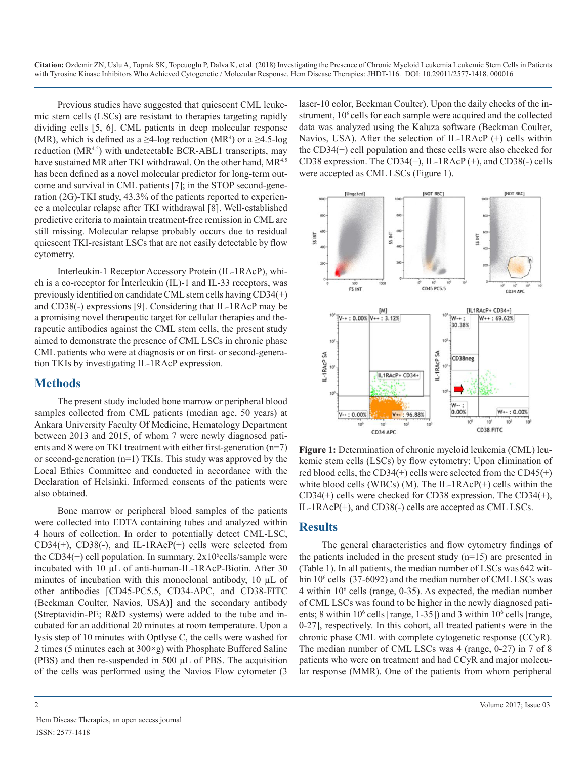Previous studies have suggested that quiescent CML leukemic stem cells (LSCs) are resistant to therapies targeting rapidly dividing cells [5, 6]. CML patients in deep molecular response (MR), which is defined as a ≥4-log reduction ($MR^4$) or a ≥4.5-log reduction ($MR^{4.5}$) with undetectable BCR-ABL1 transcripts, may have sustained MR after TKI withdrawal. On the other hand, $MR^{4.5}$ has been defined as a novel molecular predictor for long-term outcome and survival in CML patients [7]; in the STOP second-generation (2G)-TKI study, 43.3% of the patients reported to experience a molecular relapse after TKI withdrawal [8]. Well-established predictive criteria to maintain treatment-free remission in CML are still missing. Molecular relapse probably occurs due to residual quiescent TKI-resistant LSCs that are not easily detectable by flow cytometry.

Interleukin-1 Receptor Accessory Protein (IL-1RAcP), which is a co-receptor for İnterleukin (IL)-1 and IL-33 receptors, was previously identified on candidate CML stem cells having CD34(+) and CD38(-) expressions [9]. Considering that IL-1RAcP may be a promising novel therapeutic target for cellular therapies and therapeutic antibodies against the CML stem cells, the present study aimed to demonstrate the presence of CML LSCs in chronic phase CML patients who were at diagnosis or on first- or second-generation TKIs by investigating IL-1RAcP expression.

## Methods

The present study included bone marrow or peripheral blood samples collected from CML patients (median age, 50 years) at Ankara University Faculty Of Medicine, Hematology Department between 2013 and 2015, of whom 7 were newly diagnosed patients and 8 were on TKI treatment with either first-generation (n=7) or second-generation (n=1) TKIs. This study was approved by the Local Ethics Committee and conducted in accordance with the Declaration of Helsinki. Informed consents of the patients were also obtained.

Bone marrow or peripheral blood samples of the patients were collected into EDTA containing tubes and analyzed within 4 hours of collection. In order to potentially detect CML-LSC, CD34(+), CD38(-), and IL-1RAcP(+) cells were selected from the CD34(+) cell population. In summary, $2 \times 10^6$ cells/sample were incubated with 10 µL of anti-human-IL-1RAcP-Biotin. After 30 minutes of incubation with this monoclonal antibody, 10 µL of other antibodies [CD45-PC5.5, CD34-APC, and CD38-FITC (Beckman Coulter, Navios, USA)] and the secondary antibody (Streptavidin-PE; R&D systems) were added to the tube and incubated for an additional 20 minutes at room temperature. Upon a lysis step of 10 minutes with Optlyse C, the cells were washed for 2 times (5 minutes each at 300×g) with Phosphate Buffered Saline (PBS) and then re-suspended in 500 µL of PBS. The acquisition of the cells was performed using the Navios Flow cytometer (3 laser-10 color, Beckman Coulter). Upon the daily checks of the instrument, $10^6$ cells for each sample were acquired and the collected data was analyzed using the Kaluza software (Beckman Coulter, Navios, USA). After the selection of IL-1RAcP (+) cells within the CD34(+) cell population and these cells were also checked for CD38 expression. The CD34(+), IL-1RAcP (+), and CD38(-) cells were accepted as CML LSCs (Figure 1).

**Figure 1:** Determination of chronic myeloid leukemia (CML) leukemic stem cells (LSCs) by flow cytometry: Upon elimination of red blood cells, the CD34(+) cells were selected from the CD45(+) white blood cells (WBCs) (M). The IL-1RAcP(+) cells within the CD34(+) cells were checked for CD38 expression. The CD34(+), IL-1RAcP(+), and CD38(-) cells are accepted as CML LSCs.

## Results

The general characteristics and flow cytometry findings of the patients included in the present study (n=15) are presented in (Table 1). In all patients, the median number of LSCs was 642 within $10^6$ cells (37-6092) and the median number of CML LSCs was 4 within $10^6$ cells (range, 0-35). As expected, the median number of CML LSCs was found to be higher in the newly diagnosed patients; 8 within $10^6$ cells [range, 1-35]) and 3 within $10^6$ cells [range, 0-27], respectively. In this cohort, all treated patients were in the chronic phase CML with complete cytogenetic response (CCyR). The median number of CML LSCs was 4 (range, 0-27) in 7 of 8 patients who were on treatment and had CCyR and major molecular response (MMR). One of the patients from whom peripheral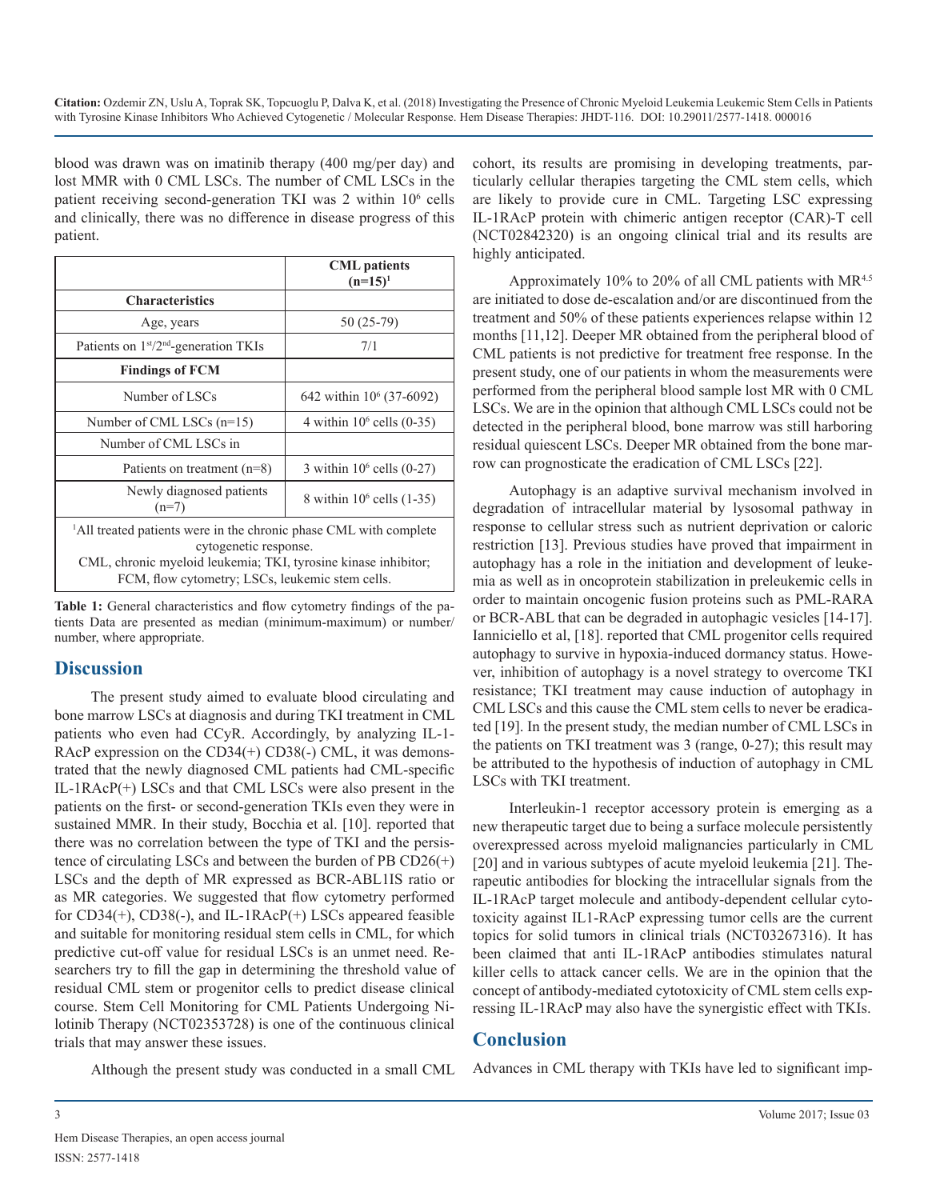blood was drawn was on imatinib therapy (400 mg/per day) and lost MMR with 0 CML LSCs. The number of CML LSCs in the patient receiving second-generation TKI was 2 within $10^6$ cells and clinically, there was no difference in disease progress of this patient.

| | CML patients (n=15)[1] |
|---|---|
| **Characteristics** | |
| Age, years | 50 (25-79) |
| Patients on 1st/2nd-generation TKIs | 7/1 |
| **Findings of FCM** | |
| Number of LSCs | 642 within $10^6$ (37-6092) |
| Number of CML LSCs (n=15) | 4 within $10^6$ cells (0-35) |
| Number of CML LSCs in | |
| Patients on treatment (n=8) | 3 within $10^6$ cells (0-27) |
| Newly diagnosed patients (n=7) | 8 within $10^6$ cells (1-35) |

[1]All treated patients were in the chronic phase CML with complete cytogenetic response.
CML, chronic myeloid leukemia; TKI, tyrosine kinase inhibitor; FCM, flow cytometry; LSCs, leukemic stem cells.

**Table 1:** General characteristics and flow cytometry findings of the patients Data are presented as median (minimum-maximum) or number/number, where appropriate.

## Discussion

The present study aimed to evaluate blood circulating and bone marrow LSCs at diagnosis and during TKI treatment in CML patients who even had CCyR. Accordingly, by analyzing IL-1-RAcP expression on the CD34(+) CD38(-) CML, it was demonstrated that the newly diagnosed CML patients had CML-specific IL-1RAcP(+) LSCs and that CML LSCs were also present in the patients on the first- or second-generation TKIs even they were in sustained MMR. In their study, Bocchia et al. [10]. reported that there was no correlation between the type of TKI and the persistence of circulating LSCs and between the burden of PB CD26(+) LSCs and the depth of MR expressed as BCR-ABL1IS ratio or as MR categories. We suggested that flow cytometry performed for CD34(+), CD38(-), and IL-1RAcP(+) LSCs appeared feasible and suitable for monitoring residual stem cells in CML, for which predictive cut-off value for residual LSCs is an unmet need. Researchers try to fill the gap in determining the threshold value of residual CML stem or progenitor cells to predict disease clinical course. Stem Cell Monitoring for CML Patients Undergoing Nilotinib Therapy (NCT02353728) is one of the continuous clinical trials that may answer these issues.

Although the present study was conducted in a small CML cohort, its results are promising in developing treatments, particularly cellular therapies targeting the CML stem cells, which are likely to provide cure in CML. Targeting LSC expressing IL-1RAcP protein with chimeric antigen receptor (CAR)-T cell (NCT02842320) is an ongoing clinical trial and its results are highly anticipated.

Approximately 10% to 20% of all CML patients with $MR^{4.5}$ are initiated to dose de-escalation and/or are discontinued from the treatment and 50% of these patients experiences relapse within 12 months [11,12]. Deeper MR obtained from the peripheral blood of CML patients is not predictive for treatment free response. In the present study, one of our patients in whom the measurements were performed from the peripheral blood sample lost MR with 0 CML LSCs. We are in the opinion that although CML LSCs could not be detected in the peripheral blood, bone marrow was still harboring residual quiescent LSCs. Deeper MR obtained from the bone marrow can prognosticate the eradication of CML LSCs [22].

Autophagy is an adaptive survival mechanism involved in degradation of intracellular material by lysosomal pathway in response to cellular stress such as nutrient deprivation or caloric restriction [13]. Previous studies have proved that impairment in autophagy has a role in the initiation and development of leukemia as well as in oncoprotein stabilization in preleukemic cells in order to maintain oncogenic fusion proteins such as PML-RARA or BCR-ABL that can be degraded in autophagic vesicles [14-17]. Ianniciello et al, [18]. reported that CML progenitor cells required autophagy to survive in hypoxia-induced dormancy status. However, inhibition of autophagy is a novel strategy to overcome TKI resistance; TKI treatment may cause induction of autophagy in CML LSCs and this cause the CML stem cells to never be eradicated [19]. In the present study, the median number of CML LSCs in the patients on TKI treatment was 3 (range, 0-27); this result may be attributed to the hypothesis of induction of autophagy in CML LSCs with TKI treatment.

Interleukin-1 receptor accessory protein is emerging as a new therapeutic target due to being a surface molecule persistently overexpressed across myeloid malignancies particularly in CML [20] and in various subtypes of acute myeloid leukemia [21]. Therapeutic antibodies for blocking the intracellular signals from the IL-1RAcP target molecule and antibody-dependent cellular cytotoxicity against IL1-RAcP expressing tumor cells are the current topics for solid tumors in clinical trials (NCT03267316). It has been claimed that anti IL-1RAcP antibodies stimulates natural killer cells to attack cancer cells. We are in the opinion that the concept of antibody-mediated cytotoxicity of CML stem cells expressing IL-1RAcP may also have the synergistic effect with TKIs.

## Conclusion

Advances in CML therapy with TKIs have led to significant imp-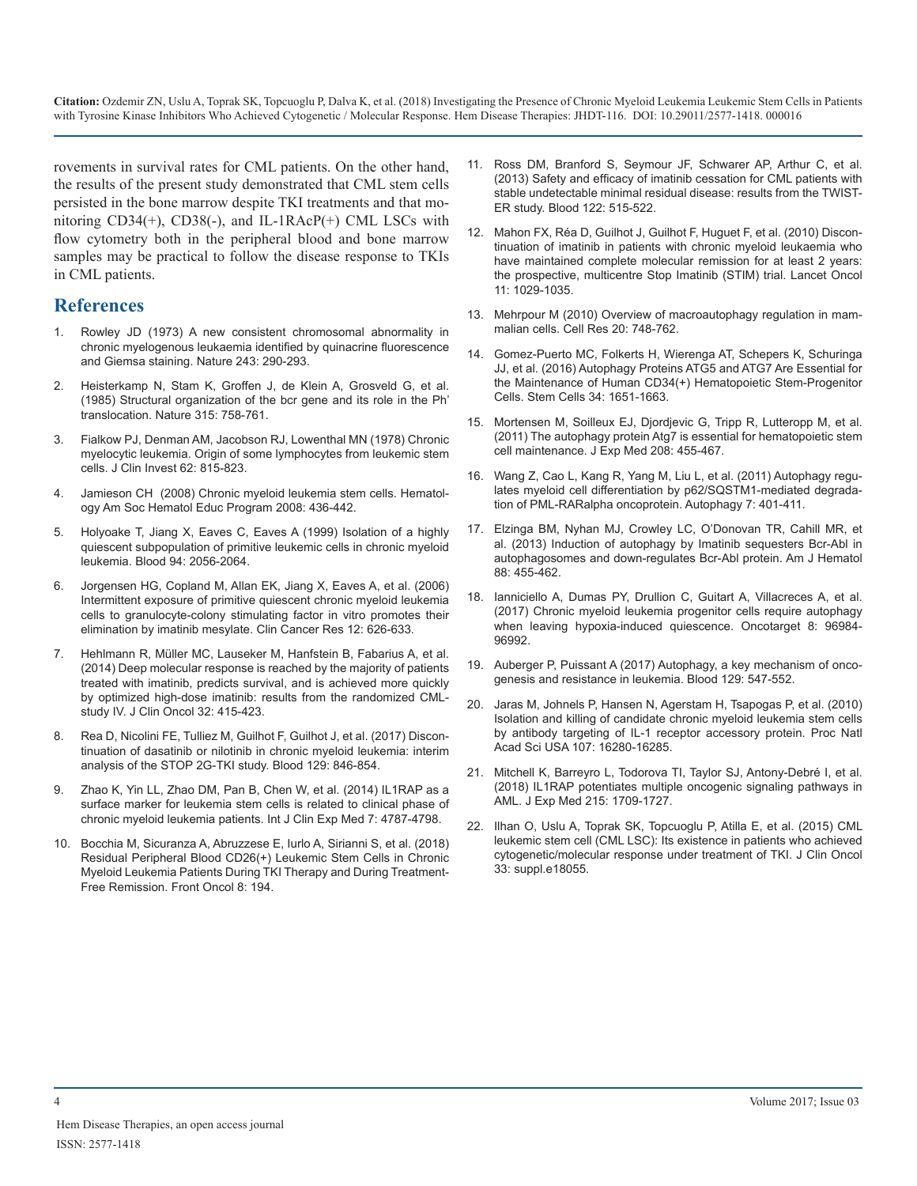rovements in survival rates for CML patients. On the other hand, the results of the present study demonstrated that CML stem cells persisted in the bone marrow despite TKI treatments and that monitoring CD34(+), CD38(-), and IL-1RAcP(+) CML LSCs with flow cytometry both in the peripheral blood and bone marrow samples may be practical to follow the disease response to TKIs in CML patients.

## References

1. Rowley JD (1973) A new consistent chromosomal abnormality in chronic myelogenous leukaemia identified by quinacrine fluorescence and Giemsa staining. Nature 243: 290-293.
2. Heisterkamp N, Stam K, Groffen J, de Klein A, Grosveld G, et al. (1985) Structural organization of the bcr gene and its role in the Ph' translocation. Nature 315: 758-761.
3. Fialkow PJ, Denman AM, Jacobson RJ, Lowenthal MN (1978) Chronic myelocytic leukemia. Origin of some lymphocytes from leukemic stem cells. J Clin Invest 62: 815-823.
4. Jamieson CH (2008) Chronic myeloid leukemia stem cells. Hematology Am Soc Hematol Educ Program 2008: 436-442.
5. Holyoake T, Jiang X, Eaves C, Eaves A (1999) Isolation of a highly quiescent subpopulation of primitive leukemic cells in chronic myeloid leukemia. Blood 94: 2056-2064.
6. Jorgensen HG, Copland M, Allan EK, Jiang X, Eaves A, et al. (2006) Intermittent exposure of primitive quiescent chronic myeloid leukemia cells to granulocyte-colony stimulating factor in vitro promotes their elimination by imatinib mesylate. Clin Cancer Res 12: 626-633.
7. Hehlmann R, Müller MC, Lauseker M, Hanfstein B, Fabarius A, et al. (2014) Deep molecular response is reached by the majority of patients treated with imatinib, predicts survival, and is achieved more quickly by optimized high-dose imatinib: results from the randomized CML-study IV. J Clin Oncol 32: 415-423.
8. Rea D, Nicolini FE, Tulliez M, Guilhot F, Guilhot J, et al. (2017) Discontinuation of dasatinib or nilotinib in chronic myeloid leukemia: interim analysis of the STOP 2G-TKI study. Blood 129: 846-854.
9. Zhao K, Yin LL, Zhao DM, Pan B, Chen W, et al. (2014) IL1RAP as a surface marker for leukemia stem cells is related to clinical phase of chronic myeloid leukemia patients. Int J Clin Exp Med 7: 4787-4798.
10. Bocchia M, Sicuranza A, Abruzzese E, Iurlo A, Sirianni S, et al. (2018) Residual Peripheral Blood CD26(+) Leukemic Stem Cells in Chronic Myeloid Leukemia Patients During TKI Therapy and During Treatment-Free Remission. Front Oncol 8: 194.
11. Ross DM, Branford S, Seymour JF, Schwarer AP, Arthur C, et al. (2013) Safety and efficacy of imatinib cessation for CML patients with stable undetectable minimal residual disease: results from the TWIST-ER study. Blood 122: 515-522.
12. Mahon FX, Réa D, Guilhot J, Guilhot F, Huguet F, et al. (2010) Discontinuation of imatinib in patients with chronic myeloid leukaemia who have maintained complete molecular remission for at least 2 years: the prospective, multicentre Stop Imatinib (STIM) trial. Lancet Oncol 11: 1029-1035.
13. Mehrpour M (2010) Overview of macroautophagy regulation in mammalian cells. Cell Res 20: 748-762.
14. Gomez-Puerto MC, Folkerts H, Wierenga AT, Schepers K, Schuringa JJ, et al. (2016) Autophagy Proteins ATG5 and ATG7 Are Essential for the Maintenance of Human CD34(+) Hematopoietic Stem-Progenitor Cells. Stem Cells 34: 1651-1663.
15. Mortensen M, Soilleux EJ, Djordjevic G, Tripp R, Lutteropp M, et al. (2011) The autophagy protein Atg7 is essential for hematopoietic stem cell maintenance. J Exp Med 208: 455-467.
16. Wang Z, Cao L, Kang R, Yang M, Liu L, et al. (2011) Autophagy regulates myeloid cell differentiation by p62/SQSTM1-mediated degradation of PML-RARalpha oncoprotein. Autophagy 7: 401-411.
17. Elzinga BM, Nyhan MJ, Crowley LC, O'Donovan TR, Cahill MR, et al. (2013) Induction of autophagy by Imatinib sequesters Bcr-Abl in autophagosomes and down-regulates Bcr-Abl protein. Am J Hematol 88: 455-462.
18. Ianniciello A, Dumas PY, Drullion C, Guitart A, Villacreces A, et al. (2017) Chronic myeloid leukemia progenitor cells require autophagy when leaving hypoxia-induced quiescence. Oncotarget 8: 96984-96992.
19. Auberger P, Puissant A (2017) Autophagy, a key mechanism of oncogenesis and resistance in leukemia. Blood 129: 547-552.
20. Jaras M, Johnels P, Hansen N, Agerstam H, Tsapogas P, et al. (2010) Isolation and killing of candidate chronic myeloid leukemia stem cells by antibody targeting of IL-1 receptor accessory protein. Proc Natl Acad Sci USA 107: 16280-16285.
21. Mitchell K, Barreyro L, Todorova TI, Taylor SJ, Antony-Debré I, et al. (2018) IL1RAP potentiates multiple oncogenic signaling pathways in AML. J Exp Med 215: 1709-1727.
22. Ilhan O, Uslu A, Toprak SK, Topcuoglu P, Atilla E, et al. (2015) CML leukemic stem cell (CML LSC): Its existence in patients who achieved cytogenetic/molecular response under treatment of TKI. J Clin Oncol 33: suppl.e18055.